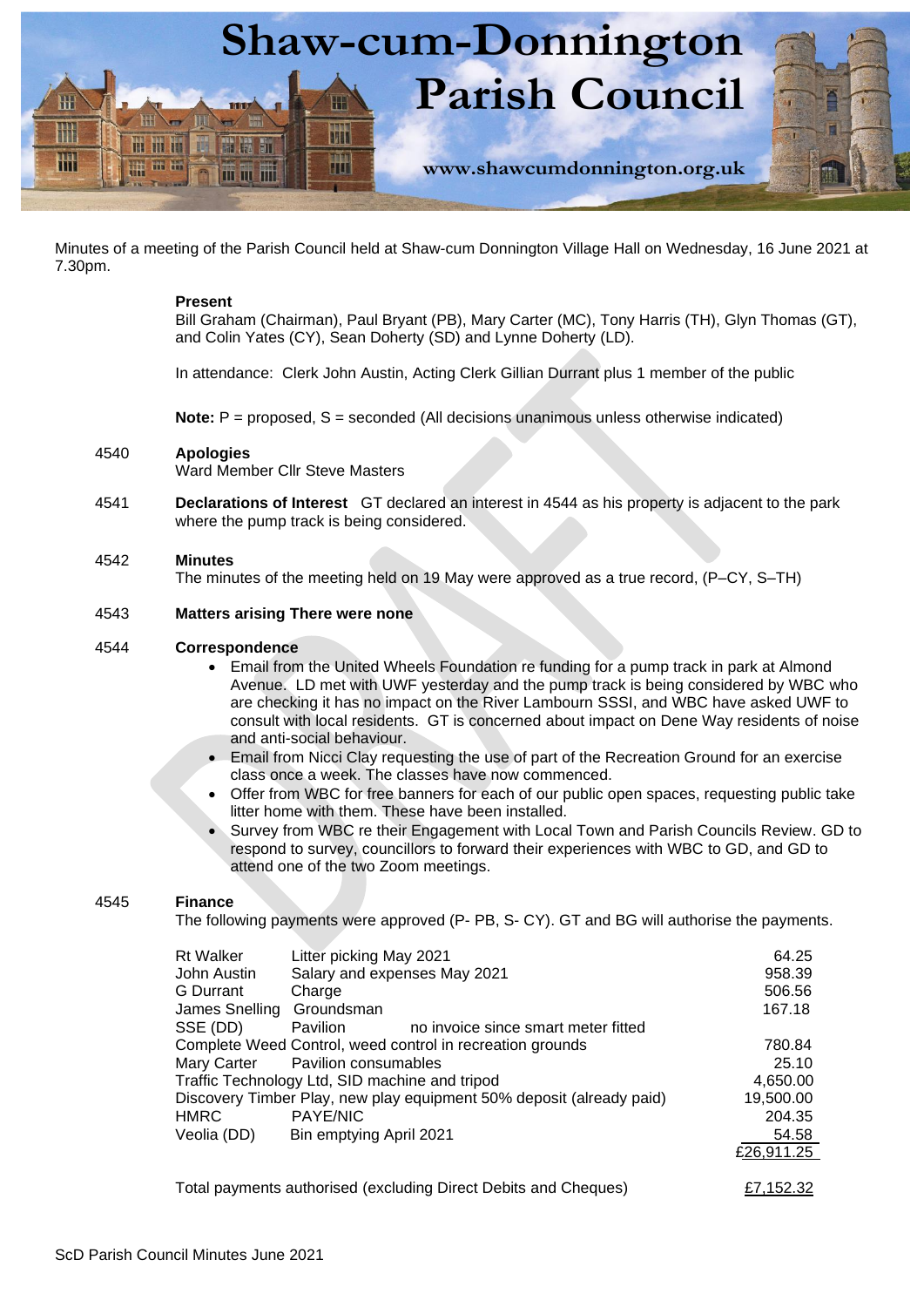# Shaw-cum-Donnington Parish Council

www.shawcumdonnington.org.uk

Minutes of a meeting of the Parish Council held at Shaw-cum Donnington Village Hall on Wednesday, 16 June 2021 at 7.30pm.

**Present**
Bill Graham (Chairman), Paul Bryant (PB), Mary Carter (MC), Tony Harris (TH), Glyn Thomas (GT), and Colin Yates (CY), Sean Doherty (SD) and Lynne Doherty (LD).

In attendance: Clerk John Austin, Acting Clerk Gillian Durrant plus 1 member of the public

**Note:** P = proposed, S = seconded (All decisions unanimous unless otherwise indicated)

4540 **Apologies**
Ward Member Cllr Steve Masters

4541 **Declarations of Interest** GT declared an interest in 4544 as his property is adjacent to the park where the pump track is being considered.

4542 **Minutes**
The minutes of the meeting held on 19 May were approved as a true record, (P–CY, S–TH)

4543 **Matters arising There were none**

4544 **Correspondence**

- Email from the United Wheels Foundation re funding for a pump track in park at Almond Avenue. LD met with UWF yesterday and the pump track is being considered by WBC who are checking it has no impact on the River Lambourn SSSI, and WBC have asked UWF to consult with local residents. GT is concerned about impact on Dene Way residents of noise and anti-social behaviour.
- Email from Nicci Clay requesting the use of part of the Recreation Ground for an exercise class once a week. The classes have now commenced.
- Offer from WBC for free banners for each of our public open spaces, requesting public take litter home with them. These have been installed.
- Survey from WBC re their Engagement with Local Town and Parish Councils Review. GD to respond to survey, councillors to forward their experiences with WBC to GD, and GD to attend one of the two Zoom meetings.

4545 **Finance**
The following payments were approved (P- PB, S- CY). GT and BG will authorise the payments.

| Payee | Description | Amount |
|---|---|---|
| Rt Walker | Litter picking May 2021 | 64.25 |
| John Austin | Salary and expenses May 2021 | 958.39 |
| G Durrant | Charge | 506.56 |
| James Snelling | Groundsman | 167.18 |
| SSE (DD) | Pavilion — no invoice since smart meter fitted | |
| Complete Weed Control | weed control in recreation grounds | 780.84 |
| Mary Carter | Pavilion consumables | 25.10 |
| Traffic Technology Ltd | SID machine and tripod | 4,650.00 |
| Discovery Timber Play | new play equipment 50% deposit (already paid) | 19,500.00 |
| HMRC | PAYE/NIC | 204.35 |
| Veolia (DD) | Bin emptying April 2021 | 54.58 |
| | | £26,911.25 |

Total payments authorised (excluding Direct Debits and Cheques) £7,152.32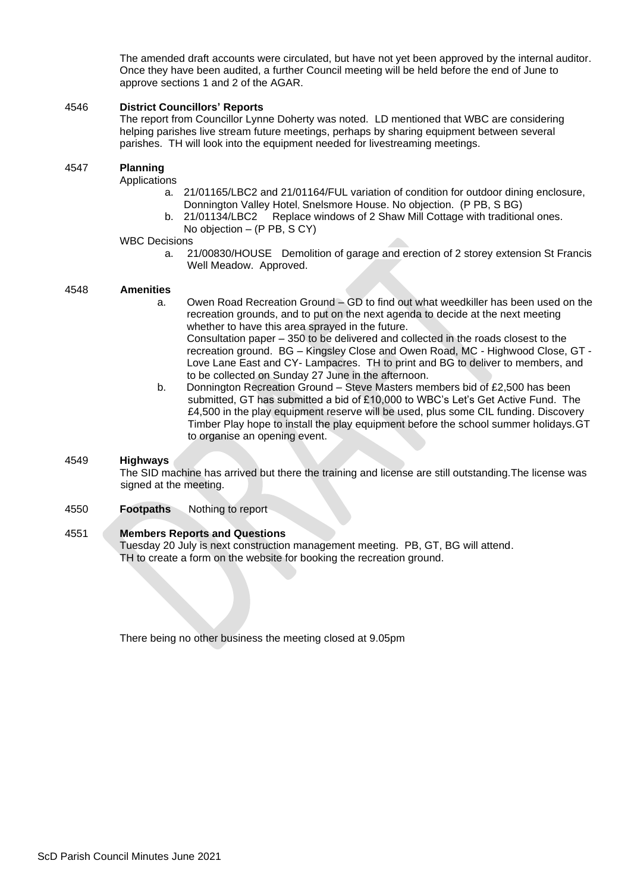The amended draft accounts were circulated, but have not yet been approved by the internal auditor. Once they have been audited, a further Council meeting will be held before the end of June to approve sections 1 and 2 of the AGAR.

4546 **District Councillors' Reports**

The report from Councillor Lynne Doherty was noted. LD mentioned that WBC are considering helping parishes live stream future meetings, perhaps by sharing equipment between several parishes. TH will look into the equipment needed for livestreaming meetings.

4547 **Planning**

Applications

a. 21/01165/LBC2 and 21/01164/FUL variation of condition for outdoor dining enclosure, Donnington Valley Hotel, Snelsmore House. No objection. (P PB, S BG)
b. 21/01134/LBC2 Replace windows of 2 Shaw Mill Cottage with traditional ones. No objection – (P PB, S CY)

WBC Decisions

a. 21/00830/HOUSE Demolition of garage and erection of 2 storey extension St Francis Well Meadow. Approved.

4548 **Amenities**

a. Owen Road Recreation Ground – GD to find out what weedkiller has been used on the recreation grounds, and to put on the next agenda to decide at the next meeting whether to have this area sprayed in the future.
   Consultation paper – 350 to be delivered and collected in the roads closest to the recreation ground. BG – Kingsley Close and Owen Road, MC - Highwood Close, GT - Love Lane East and CY- Lampacres. TH to print and BG to deliver to members, and to be collected on Sunday 27 June in the afternoon.
b. Donnington Recreation Ground – Steve Masters members bid of £2,500 has been submitted, GT has submitted a bid of £10,000 to WBC's Let's Get Active Fund. The £4,500 in the play equipment reserve will be used, plus some CIL funding. Discovery Timber Play hope to install the play equipment before the school summer holidays.GT to organise an opening event.

4549 **Highways**

The SID machine has arrived but there the training and license are still outstanding.The license was signed at the meeting.

4550 **Footpaths** Nothing to report

4551 **Members Reports and Questions**

Tuesday 20 July is next construction management meeting. PB, GT, BG will attend.
TH to create a form on the website for booking the recreation ground.

There being no other business the meeting closed at 9.05pm